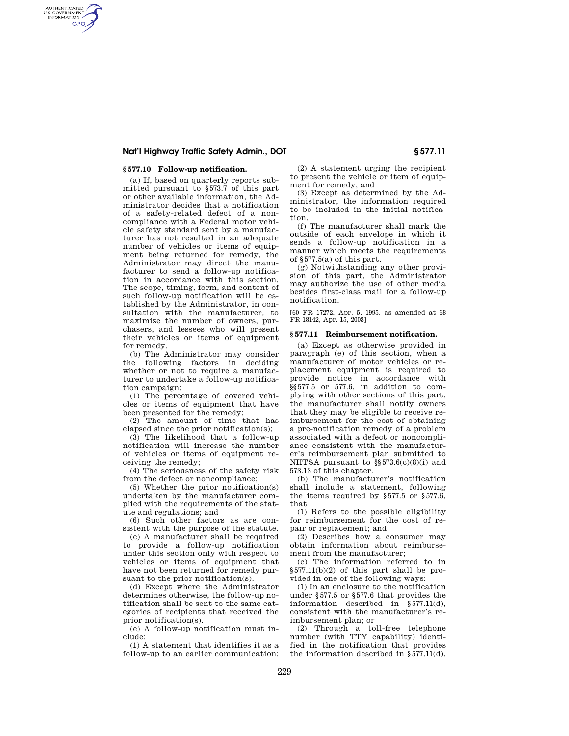## § 577.10 Follow-up notification.

(a) If, based on quarterly reports submitted pursuant to §573.7 of this part or other available information, the Administrator decides that a notification of a safety-related defect of a noncompliance with a Federal motor vehicle safety standard sent by a manufacturer has not resulted in an adequate number of vehicles or items of equipment being returned for remedy, the Administrator may direct the manufacturer to send a follow-up notification in accordance with this section. The scope, timing, form, and content of such follow-up notification will be established by the Administrator, in consultation with the manufacturer, to maximize the number of owners, purchasers, and lessees who will present their vehicles or items of equipment for remedy.

(b) The Administrator may consider the following factors in deciding whether or not to require a manufacturer to undertake a follow-up notification campaign:

(1) The percentage of covered vehicles or items of equipment that have been presented for the remedy;

(2) The amount of time that has elapsed since the prior notification(s);

(3) The likelihood that a follow-up notification will increase the number of vehicles or items of equipment receiving the remedy;

(4) The seriousness of the safety risk from the defect or noncompliance;

(5) Whether the prior notification(s) undertaken by the manufacturer complied with the requirements of the statute and regulations; and

(6) Such other factors as are consistent with the purpose of the statute.

(c) A manufacturer shall be required to provide a follow-up notification under this section only with respect to vehicles or items of equipment that have not been returned for remedy pursuant to the prior notification(s).

(d) Except where the Administrator determines otherwise, the follow-up notification shall be sent to the same categories of recipients that received the prior notification(s).

(e) A follow-up notification must include:

(1) A statement that identifies it as a follow-up to an earlier communication;

(2) A statement urging the recipient to present the vehicle or item of equipment for remedy; and

(3) Except as determined by the Administrator, the information required to be included in the initial notification.

(f) The manufacturer shall mark the outside of each envelope in which it sends a follow-up notification in a manner which meets the requirements of §577.5(a) of this part.

(g) Notwithstanding any other provision of this part, the Administrator may authorize the use of other media besides first-class mail for a follow-up notification.

[60 FR 17272, Apr. 5, 1995, as amended at 68 FR 18142, Apr. 15, 2003]

## § 577.11 Reimbursement notification.

(a) Except as otherwise provided in paragraph (e) of this section, when a manufacturer of motor vehicles or replacement equipment is required to provide notice in accordance with §§577.5 or 577.6, in addition to complying with other sections of this part, the manufacturer shall notify owners that they may be eligible to receive reimbursement for the cost of obtaining a pre-notification remedy of a problem associated with a defect or noncompliance consistent with the manufacturer's reimbursement plan submitted to NHTSA pursuant to §§573.6(c)(8)(i) and 573.13 of this chapter.

(b) The manufacturer's notification shall include a statement, following the items required by §577.5 or §577.6, that

(1) Refers to the possible eligibility for reimbursement for the cost of repair or replacement; and

(2) Describes how a consumer may obtain information about reimbursement from the manufacturer;

(c) The information referred to in §577.11(b)(2) of this part shall be provided in one of the following ways:

(1) In an enclosure to the notification under §577.5 or §577.6 that provides the information described in §577.11(d), consistent with the manufacturer's reimbursement plan; or

(2) Through a toll-free telephone number (with TTY capability) identified in the notification that provides the information described in §577.11(d),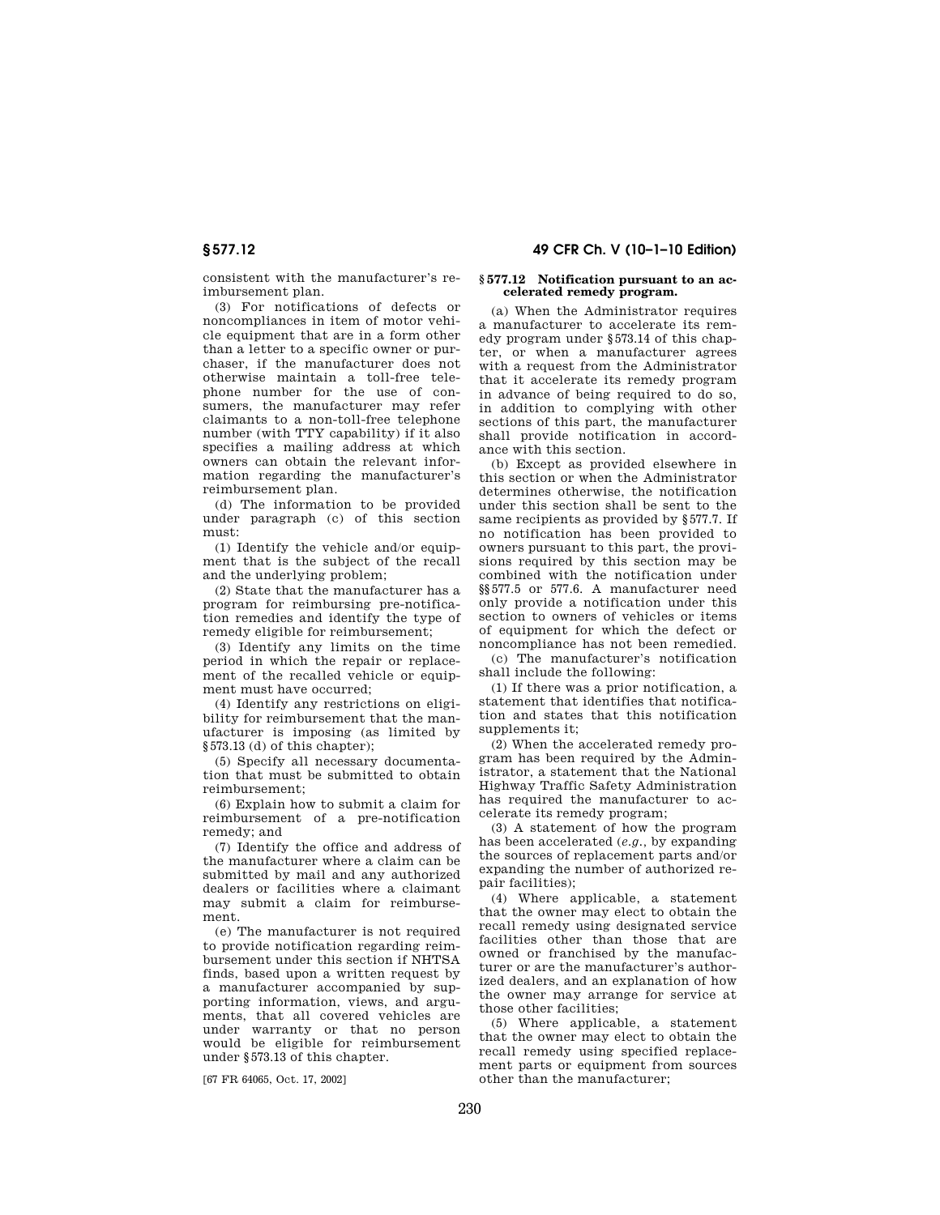consistent with the manufacturer's reimbursement plan.

(3) For notifications of defects or noncompliances in item of motor vehicle equipment that are in a form other than a letter to a specific owner or purchaser, if the manufacturer does not otherwise maintain a toll-free telephone number for the use of consumers, the manufacturer may refer claimants to a non-toll-free telephone number (with TTY capability) if it also specifies a mailing address at which owners can obtain the relevant information regarding the manufacturer's reimbursement plan.

(d) The information to be provided under paragraph (c) of this section must:

(1) Identify the vehicle and/or equipment that is the subject of the recall and the underlying problem;

(2) State that the manufacturer has a program for reimbursing pre-notification remedies and identify the type of remedy eligible for reimbursement;

(3) Identify any limits on the time period in which the repair or replacement of the recalled vehicle or equipment must have occurred;

(4) Identify any restrictions on eligibility for reimbursement that the manufacturer is imposing (as limited by §573.13 (d) of this chapter);

(5) Specify all necessary documentation that must be submitted to obtain reimbursement;

(6) Explain how to submit a claim for reimbursement of a pre-notification remedy; and

(7) Identify the office and address of the manufacturer where a claim can be submitted by mail and any authorized dealers or facilities where a claimant may submit a claim for reimbursement.

(e) The manufacturer is not required to provide notification regarding reimbursement under this section if NHTSA finds, based upon a written request by a manufacturer accompanied by supporting information, views, and arguments, that all covered vehicles are under warranty or that no person would be eligible for reimbursement under §573.13 of this chapter.

[67 FR 64065, Oct. 17, 2002]

**§577.12 Notification pursuant to an accelerated remedy program.**

(a) When the Administrator requires a manufacturer to accelerate its remedy program under §573.14 of this chapter, or when a manufacturer agrees with a request from the Administrator that it accelerate its remedy program in advance of being required to do so, in addition to complying with other sections of this part, the manufacturer shall provide notification in accordance with this section.

(b) Except as provided elsewhere in this section or when the Administrator determines otherwise, the notification under this section shall be sent to the same recipients as provided by §577.7. If no notification has been provided to owners pursuant to this part, the provisions required by this section may be combined with the notification under §§577.5 or 577.6. A manufacturer need only provide a notification under this section to owners of vehicles or items of equipment for which the defect or noncompliance has not been remedied.

(c) The manufacturer's notification shall include the following:

(1) If there was a prior notification, a statement that identifies that notification and states that this notification supplements it;

(2) When the accelerated remedy program has been required by the Administrator, a statement that the National Highway Traffic Safety Administration has required the manufacturer to accelerate its remedy program;

(3) A statement of how the program has been accelerated (*e.g.*, by expanding the sources of replacement parts and/or expanding the number of authorized repair facilities);

(4) Where applicable, a statement that the owner may elect to obtain the recall remedy using designated service facilities other than those that are owned or franchised by the manufacturer or are the manufacturer's authorized dealers, and an explanation of how the owner may arrange for service at those other facilities;

(5) Where applicable, a statement that the owner may elect to obtain the recall remedy using specified replacement parts or equipment from sources other than the manufacturer;